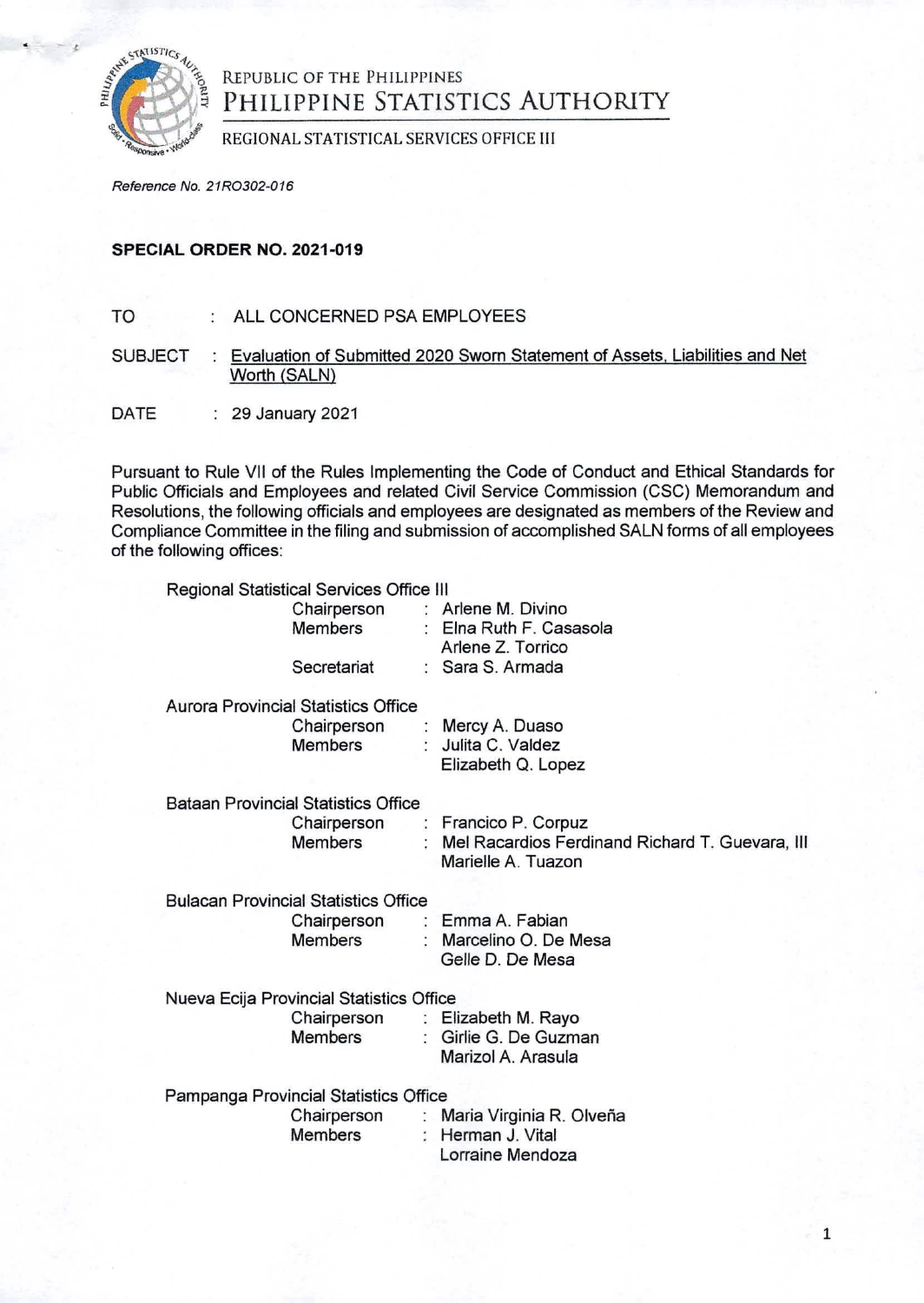REPUBLIC OF THE PHILIPPINES
PHILIPPINE STATISTICS AUTHORITY
REGIONAL STATISTICAL SERVICES OFFICE III

*Reference No. 21RO302-016*

**SPECIAL ORDER NO. 2021-019**

TO : ALL CONCERNED PSA EMPLOYEES

SUBJECT : Evaluation of Submitted 2020 Sworn Statement of Assets, Liabilities and Net Worth (SALN)

DATE : 29 January 2021

Pursuant to Rule VII of the Rules Implementing the Code of Conduct and Ethical Standards for Public Officials and Employees and related Civil Service Commission (CSC) Memorandum and Resolutions, the following officials and employees are designated as members of the Review and Compliance Committee in the filing and submission of accomplished SALN forms of all employees of the following offices:

Regional Statistical Services Office III

- Chairperson : Arlene M. Divino
- Members : Elna Ruth F. Casasola
  Arlene Z. Torrico
- Secretariat : Sara S. Armada

Aurora Provincial Statistics Office

- Chairperson : Mercy A. Duaso
- Members : Julita C. Valdez
  Elizabeth Q. Lopez

Bataan Provincial Statistics Office

- Chairperson : Francico P. Corpuz
- Members : Mel Racardios Ferdinand Richard T. Guevara, III
  Marielle A. Tuazon

Bulacan Provincial Statistics Office

- Chairperson : Emma A. Fabian
- Members : Marcelino O. De Mesa
  Gelle D. De Mesa

Nueva Ecija Provincial Statistics Office

- Chairperson : Elizabeth M. Rayo
- Members : Girlie G. De Guzman
  Marizol A. Arasula

Pampanga Provincial Statistics Office

- Chairperson : Maria Virginia R. Olveña
- Members : Herman J. Vital
  Lorraine Mendoza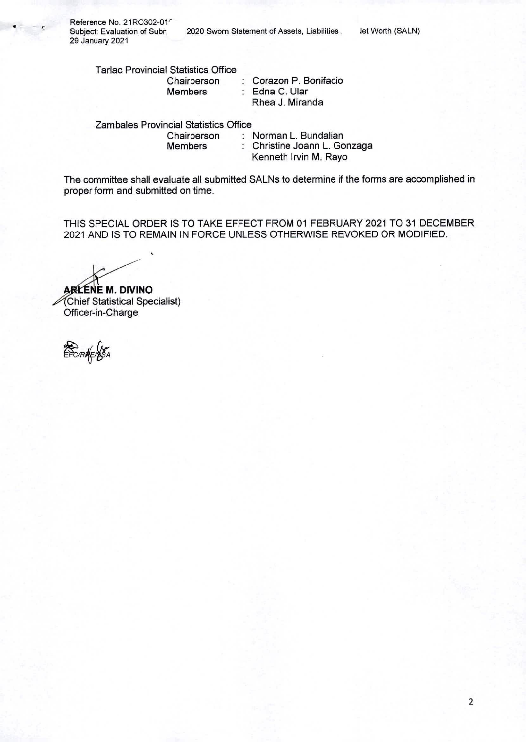Tarlac Provincial Statistics Office

| | | |
|---|---|---|
| Chairperson | : | Corazon P. Bonifacio |
| Members | : | Edna C. Ular |
| | | Rhea J. Miranda |

Zambales Provincial Statistics Office

| | | |
|---|---|---|
| Chairperson | : | Norman L. Bundalian |
| Members | : | Christine Joann L. Gonzaga |
| | | Kenneth Irvin M. Rayo |

The committee shall evaluate all submitted SALNs to determine if the forms are accomplished in proper form and submitted on time.

THIS SPECIAL ORDER IS TO TAKE EFFECT FROM 01 FEBRUARY 2021 TO 31 DECEMBER 2021 AND IS TO REMAIN IN FORCE UNLESS OTHERWISE REVOKED OR MODIFIED.

**ARLENE M. DIVINO**
(Chief Statistical Specialist)
Officer-in-Charge

EFC/RME/SSA